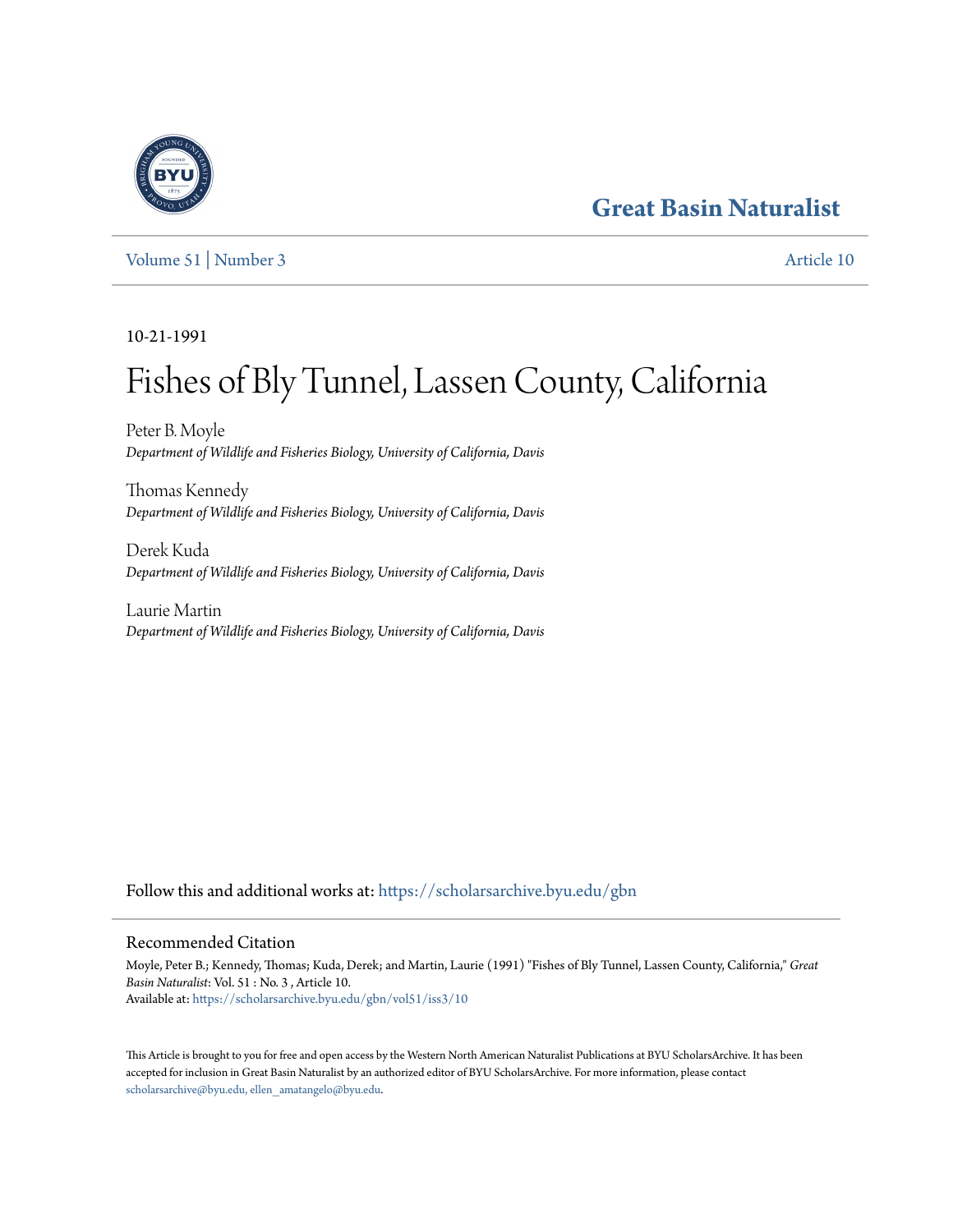# Great Basin Naturalist

Volume 51 | Number 3 — Article 10

10-21-1991

# Fishes of Bly Tunnel, Lassen County, California

Peter B. Moyle
*Department of Wildlife and Fisheries Biology, University of California, Davis*

Thomas Kennedy
*Department of Wildlife and Fisheries Biology, University of California, Davis*

Derek Kuda
*Department of Wildlife and Fisheries Biology, University of California, Davis*

Laurie Martin
*Department of Wildlife and Fisheries Biology, University of California, Davis*

Follow this and additional works at: https://scholarsarchive.byu.edu/gbn

## Recommended Citation

Moyle, Peter B.; Kennedy, Thomas; Kuda, Derek; and Martin, Laurie (1991) "Fishes of Bly Tunnel, Lassen County, California," *Great Basin Naturalist*: Vol. 51 : No. 3 , Article 10.
Available at: https://scholarsarchive.byu.edu/gbn/vol51/iss3/10

This Article is brought to you for free and open access by the Western North American Naturalist Publications at BYU ScholarsArchive. It has been accepted for inclusion in Great Basin Naturalist by an authorized editor of BYU ScholarsArchive. For more information, please contact scholarsarchive@byu.edu, ellen_amatangelo@byu.edu.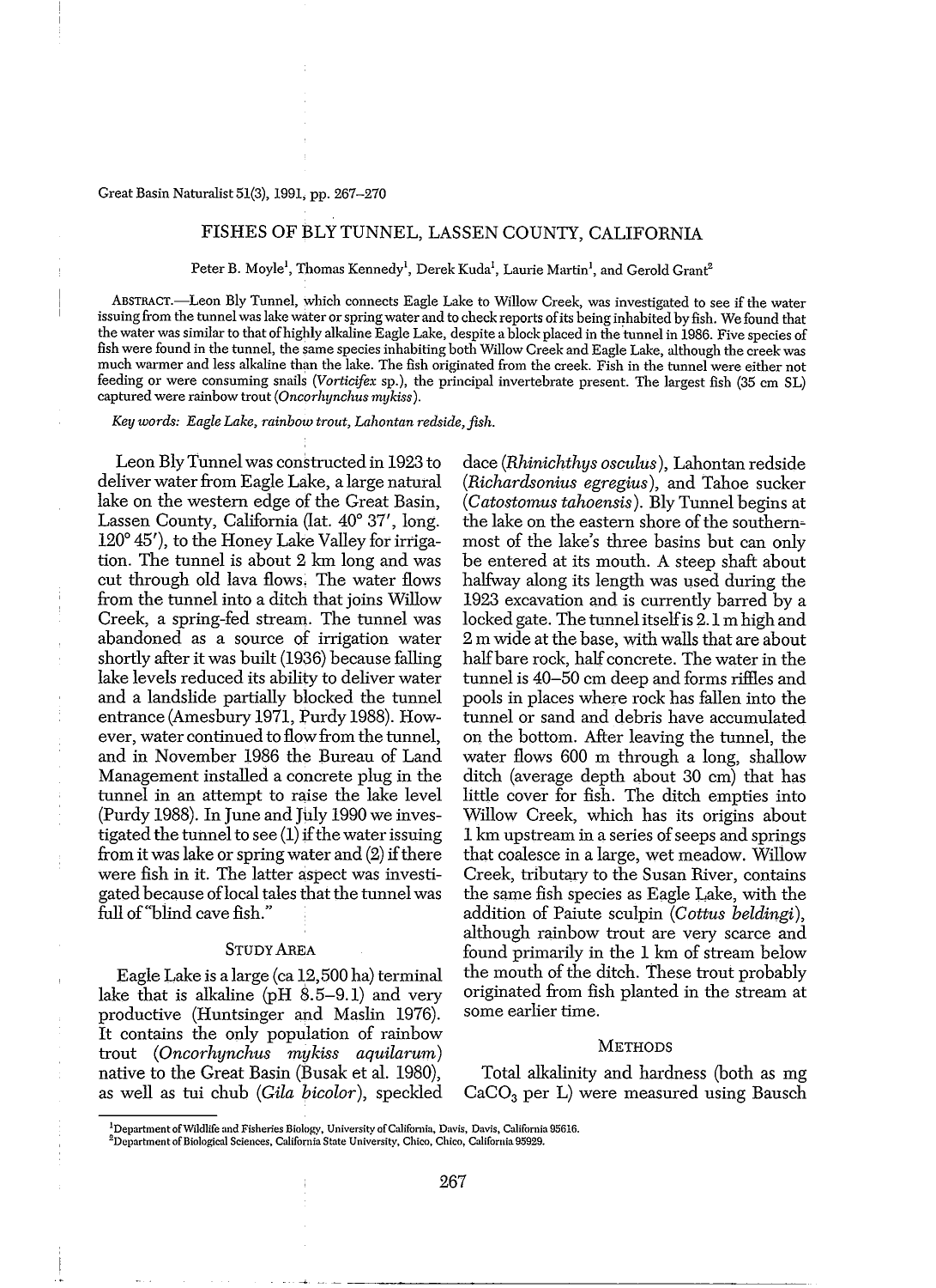Great Basin Naturalist 51(3), 1991, pp. 267–270

# FISHES OF BLY TUNNEL, LASSEN COUNTY, CALIFORNIA

Peter B. Moyle[1], Thomas Kennedy[1], Derek Kuda[1], Laurie Martin[1], and Gerold Grant[2]

ABSTRACT.—Leon Bly Tunnel, which connects Eagle Lake to Willow Creek, was investigated to see if the water issuing from the tunnel was lake water or spring water and to check reports of its being inhabited by fish. We found that the water was similar to that of highly alkaline Eagle Lake, despite a block placed in the tunnel in 1986. Five species of fish were found in the tunnel, the same species inhabiting both Willow Creek and Eagle Lake, although the creek was much warmer and less alkaline than the lake. The fish originated from the creek. Fish in the tunnel were either not feeding or were consuming snails (*Vorticifex* sp.), the principal invertebrate present. The largest fish (35 cm SL) captured were rainbow trout (*Oncorhynchus mykiss*).

*Key words: Eagle Lake, rainbow trout, Lahontan redside, fish.*

Leon Bly Tunnel was constructed in 1923 to deliver water from Eagle Lake, a large natural lake on the western edge of the Great Basin, Lassen County, California (lat. 40° 37′, long. 120° 45′), to the Honey Lake Valley for irrigation. The tunnel is about 2 km long and was cut through old lava flows. The water flows from the tunnel into a ditch that joins Willow Creek, a spring-fed stream. The tunnel was abandoned as a source of irrigation water shortly after it was built (1936) because falling lake levels reduced its ability to deliver water and a landslide partially blocked the tunnel entrance (Amesbury 1971, Purdy 1988). However, water continued to flow from the tunnel, and in November 1986 the Bureau of Land Management installed a concrete plug in the tunnel in an attempt to raise the lake level (Purdy 1988). In June and July 1990 we investigated the tunnel to see (1) if the water issuing from it was lake or spring water and (2) if there were fish in it. The latter aspect was investigated because of local tales that the tunnel was full of "blind cave fish."

## STUDY AREA

Eagle Lake is a large (ca 12,500 ha) terminal lake that is alkaline (pH 8.5–9.1) and very productive (Huntsinger and Maslin 1976). It contains the only population of rainbow trout (*Oncorhynchus mykiss aquilarum*) native to the Great Basin (Busak et al. 1980), as well as tui chub (*Gila bicolor*), speckled dace (*Rhinichthys osculus*), Lahontan redside (*Richardsonius egregius*), and Tahoe sucker (*Catostomus tahoensis*). Bly Tunnel begins at the lake on the eastern shore of the southernmost of the lake's three basins but can only be entered at its mouth. A steep shaft about halfway along its length was used during the 1923 excavation and is currently barred by a locked gate. The tunnel itself is 2.1 m high and 2 m wide at the base, with walls that are about half bare rock, half concrete. The water in the tunnel is 40–50 cm deep and forms riffles and pools in places where rock has fallen into the tunnel or sand and debris have accumulated on the bottom. After leaving the tunnel, the water flows 600 m through a long, shallow ditch (average depth about 30 cm) that has little cover for fish. The ditch empties into Willow Creek, which has its origins about 1 km upstream in a series of seeps and springs that coalesce in a large, wet meadow. Willow Creek, tributary to the Susan River, contains the same fish species as Eagle Lake, with the addition of Paiute sculpin (*Cottus beldingi*), although rainbow trout are very scarce and found primarily in the 1 km of stream below the mouth of the ditch. These trout probably originated from fish planted in the stream at some earlier time.

## METHODS

Total alkalinity and hardness (both as mg $CaCO_3$ per L) were measured using Bausch

[1]Department of Wildlife and Fisheries Biology, University of California, Davis, Davis, California 95616.
[2]Department of Biological Sciences, California State University, Chico, Chico, California 95929.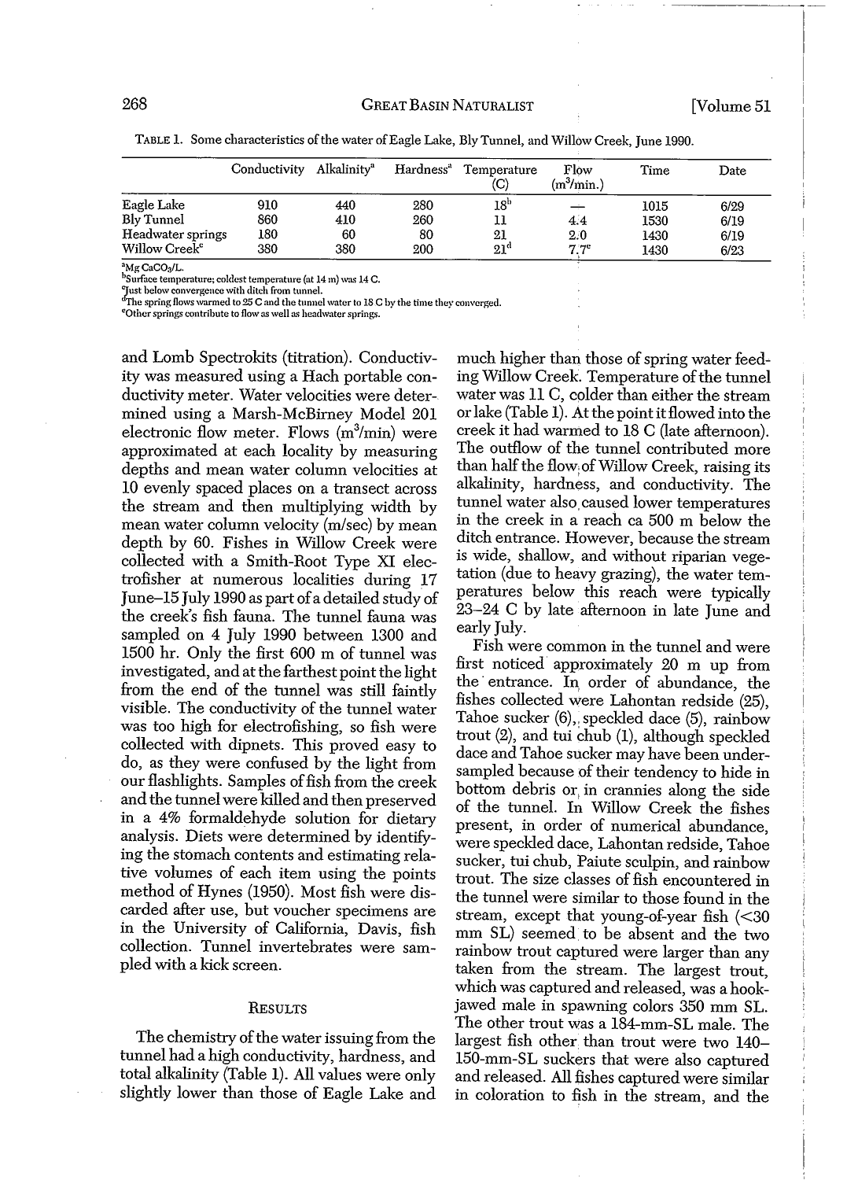TABLE 1. Some characteristics of the water of Eagle Lake, Bly Tunnel, and Willow Creek, June 1990.

| | Conductivity | Alkalinity[a] | Hardness[a] | Temperature (C) | Flow (m$^3$/min.) | Time | Date |
|---|---|---|---|---|---|---|---|
| Eagle Lake | 910 | 440 | 280 | 18[b] | — | 1015 | 6/29 |
| Bly Tunnel | 860 | 410 | 260 | 11 | 4.4 | 1530 | 6/19 |
| Headwater springs | 180 | 60 | 80 | 21 | 2.0 | 1430 | 6/19 |
| Willow Creek[c] | 380 | 380 | 200 | 21[d] | 7.7[e] | 1430 | 6/23 |

[a]Mg $CaCO_3$/L.
[b]Surface temperature; coldest temperature (at 14 m) was 14 C.
[c]Just below convergence with ditch from tunnel.
[d]The spring flows warmed to 25 C and the tunnel water to 18 C by the time they converged.
[e]Other springs contribute to flow as well as headwater springs.

and Lomb Spectrokits (titration). Conductivity was measured using a Hach portable conductivity meter. Water velocities were determined using a Marsh-McBirney Model 201 electronic flow meter. Flows (m$^3$/min) were approximated at each locality by measuring depths and mean water column velocities at 10 evenly spaced places on a transect across the stream and then multiplying width by mean water column velocity (m/sec) by mean depth by 60. Fishes in Willow Creek were collected with a Smith-Root Type XI electrofisher at numerous localities during 17 June–15 July 1990 as part of a detailed study of the creek's fish fauna. The tunnel fauna was sampled on 4 July 1990 between 1300 and 1500 hr. Only the first 600 m of tunnel was investigated, and at the farthest point the light from the end of the tunnel was still faintly visible. The conductivity of the tunnel water was too high for electrofishing, so fish were collected with dipnets. This proved easy to do, as they were confused by the light from our flashlights. Samples of fish from the creek and the tunnel were killed and then preserved in a 4% formaldehyde solution for dietary analysis. Diets were determined by identifying the stomach contents and estimating relative volumes of each item using the points method of Hynes (1950). Most fish were discarded after use, but voucher specimens are in the University of California, Davis, fish collection. Tunnel invertebrates were sampled with a kick screen.

## RESULTS

The chemistry of the water issuing from the tunnel had a high conductivity, hardness, and total alkalinity (Table 1). All values were only slightly lower than those of Eagle Lake and much higher than those of spring water feeding Willow Creek. Temperature of the tunnel water was 11 C, colder than either the stream or lake (Table 1). At the point it flowed into the creek it had warmed to 18 C (late afternoon). The outflow of the tunnel contributed more than half the flow of Willow Creek, raising its alkalinity, hardness, and conductivity. The tunnel water also caused lower temperatures in the creek in a reach ca 500 m below the ditch entrance. However, because the stream is wide, shallow, and without riparian vegetation (due to heavy grazing), the water temperatures below this reach were typically 23–24 C by late afternoon in late June and early July.

Fish were common in the tunnel and were first noticed approximately 20 m up from the entrance. In order of abundance, the fishes collected were Lahontan redside (25), Tahoe sucker (6), speckled dace (5), rainbow trout (2), and tui chub (1), although speckled dace and Tahoe sucker may have been undersampled because of their tendency to hide in bottom debris or in crannies along the side of the tunnel. In Willow Creek the fishes present, in order of numerical abundance, were speckled dace, Lahontan redside, Tahoe sucker, tui chub, Paiute sculpin, and rainbow trout. The size classes of fish encountered in the tunnel were similar to those found in the stream, except that young-of-year fish (<30 mm SL) seemed to be absent and the two rainbow trout captured were larger than any taken from the stream. The largest trout, which was captured and released, was a hook-jawed male in spawning colors 350 mm SL. The other trout was a 184-mm-SL male. The largest fish other than trout were two 140–150-mm-SL suckers that were also captured and released. All fishes captured were similar in coloration to fish in the stream, and the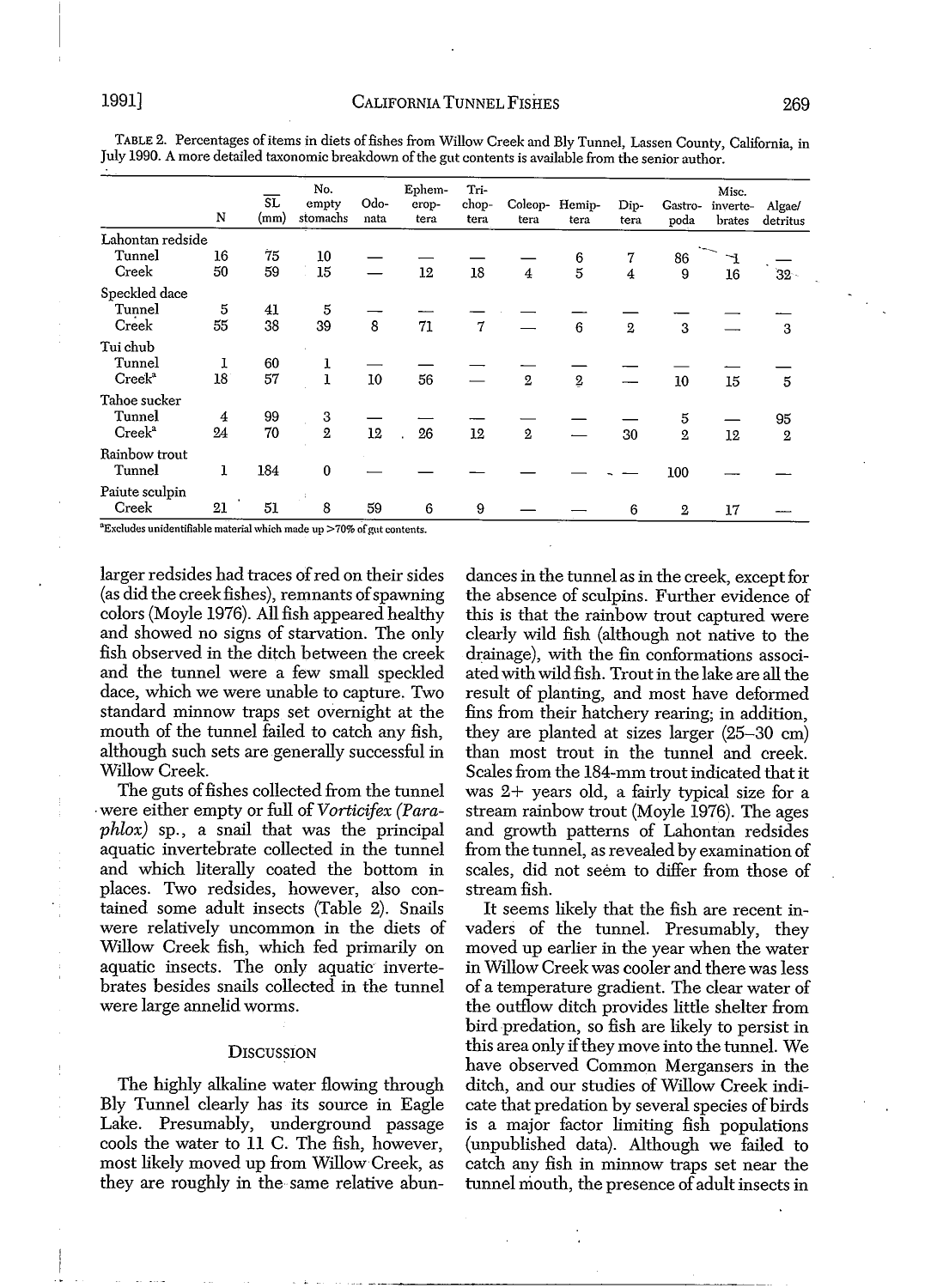TABLE 2. Percentages of items in diets of fishes from Willow Creek and Bly Tunnel, Lassen County, California, in July 1990. A more detailed taxonomic breakdown of the gut contents is available from the senior author.

| | N | SL (mm) | No. empty stomachs | Odonata | Ephemeroptera | Trichoptera | Coleoptera | Hemiptera | Diptera | Gastropoda | Misc. invertebrates | Algae/ detritus |
|---|---|---|---|---|---|---|---|---|---|---|---|---|
| Lahontan redside | | | | | | | | | | | | |
| Tunnel | 16 | 75 | 10 | — | — | — | — | 6 | 7 | 86 | 1 | — |
| Creek | 50 | 59 | 15 | — | 12 | 18 | 4 | 5 | 4 | 9 | 16 | 32 |
| Speckled dace | | | | | | | | | | | | |
| Tunnel | 5 | 41 | 5 | — | — | — | — | — | — | — | — | — |
| Creek | 55 | 38 | 39 | 8 | 71 | 7 | — | 6 | 2 | 3 | — | 3 |
| Tui chub | | | | | | | | | | | | |
| Tunnel | 1 | 60 | 1 | — | — | — | — | — | — | — | — | — |
| Creek[a] | 18 | 57 | 1 | 10 | 56 | — | 2 | 2 | — | 10 | 15 | 5 |
| Tahoe sucker | | | | | | | | | | | | |
| Tunnel | 4 | 99 | 3 | — | — | — | — | — | — | 5 | — | 95 |
| Creek[a] | 24 | 70 | 2 | 12 | 26 | 12 | 2 | — | 30 | 2 | 12 | 2 |
| Rainbow trout | | | | | | | | | | | | |
| Tunnel | 1 | 184 | 0 | — | — | — | — | — | — | 100 | — | — |
| Paiute sculpin | | | | | | | | | | | | |
| Creek | 21 | 51 | 8 | 59 | 6 | 9 | — | — | 6 | 2 | 17 | — |

[a]Excludes unidentifiable material which made up >70% of gut contents.

larger redsides had traces of red on their sides (as did the creek fishes), remnants of spawning colors (Moyle 1976). All fish appeared healthy and showed no signs of starvation. The only fish observed in the ditch between the creek and the tunnel were a few small speckled dace, which we were unable to capture. Two standard minnow traps set overnight at the mouth of the tunnel failed to catch any fish, although such sets are generally successful in Willow Creek.

The guts of fishes collected from the tunnel were either empty or full of *Vorticifex (Paraphlox)* sp., a snail that was the principal aquatic invertebrate collected in the tunnel and which literally coated the bottom in places. Two redsides, however, also contained some adult insects (Table 2). Snails were relatively uncommon in the diets of Willow Creek fish, which fed primarily on aquatic insects. The only aquatic invertebrates besides snails collected in the tunnel were large annelid worms.

## Discussion

The highly alkaline water flowing through Bly Tunnel clearly has its source in Eagle Lake. Presumably, underground passage cools the water to 11 C. The fish, however, most likely moved up from Willow Creek, as they are roughly in the same relative abundances in the tunnel as in the creek, except for the absence of sculpins. Further evidence of this is that the rainbow trout captured were clearly wild fish (although not native to the drainage), with the fin conformations associated with wild fish. Trout in the lake are all the result of planting, and most have deformed fins from their hatchery rearing; in addition, they are planted at sizes larger (25–30 cm) than most trout in the tunnel and creek. Scales from the 184-mm trout indicated that it was 2+ years old, a fairly typical size for a stream rainbow trout (Moyle 1976). The ages and growth patterns of Lahontan redsides from the tunnel, as revealed by examination of scales, did not seem to differ from those of stream fish.

It seems likely that the fish are recent invaders of the tunnel. Presumably, they moved up earlier in the year when the water in Willow Creek was cooler and there was less of a temperature gradient. The clear water of the outflow ditch provides little shelter from bird predation, so fish are likely to persist in this area only if they move into the tunnel. We have observed Common Mergansers in the ditch, and our studies of Willow Creek indicate that predation by several species of birds is a major factor limiting fish populations (unpublished data). Although we failed to catch any fish in minnow traps set near the tunnel mouth, the presence of adult insects in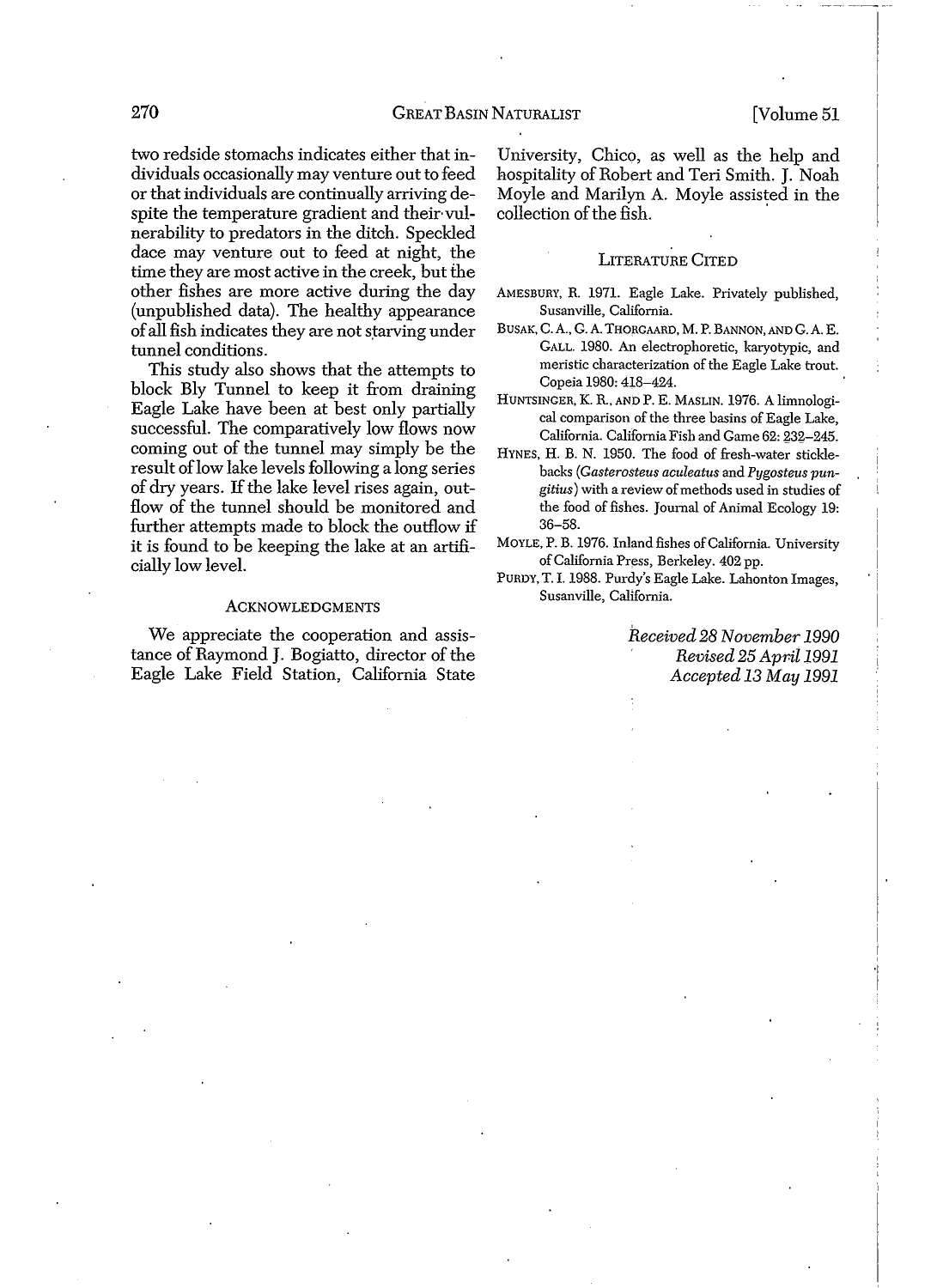two redside stomachs indicates either that individuals occasionally may venture out to feed or that individuals are continually arriving despite the temperature gradient and their vulnerability to predators in the ditch. Speckled dace may venture out to feed at night, the time they are most active in the creek, but the other fishes are more active during the day (unpublished data). The healthy appearance of all fish indicates they are not starving under tunnel conditions.

This study also shows that the attempts to block Bly Tunnel to keep it from draining Eagle Lake have been at best only partially successful. The comparatively low flows now coming out of the tunnel may simply be the result of low lake levels following a long series of dry years. If the lake level rises again, outflow of the tunnel should be monitored and further attempts made to block the outflow if it is found to be keeping the lake at an artificially low level.

## Acknowledgments

We appreciate the cooperation and assistance of Raymond J. Bogiatto, director of the Eagle Lake Field Station, California State University, Chico, as well as the help and hospitality of Robert and Teri Smith. J. Noah Moyle and Marilyn A. Moyle assisted in the collection of the fish.

## Literature Cited

Amesbury, R. 1971. Eagle Lake. Privately published, Susanville, California.

Busak, C. A., G. A. Thorgaard, M. P. Bannon, and G. A. E. Gall. 1980. An electrophoretic, karyotypic, and meristic characterization of the Eagle Lake trout. Copeia 1980: 418–424.

Huntsinger, K. R., and P. E. Maslin. 1976. A limnological comparison of the three basins of Eagle Lake, California. California Fish and Game 62: 232–245.

Hynes, H. B. N. 1950. The food of fresh-water sticklebacks (*Gasterosteus aculeatus* and *Pygosteus pungitius*) with a review of methods used in studies of the food of fishes. Journal of Animal Ecology 19: 36–58.

Moyle, P. B. 1976. Inland fishes of California. University of California Press, Berkeley. 402 pp.

Purdy, T. I. 1988. Purdy's Eagle Lake. Lahonton Images, Susanville, California.

*Received 28 November 1990*
*Revised 25 April 1991*
*Accepted 13 May 1991*